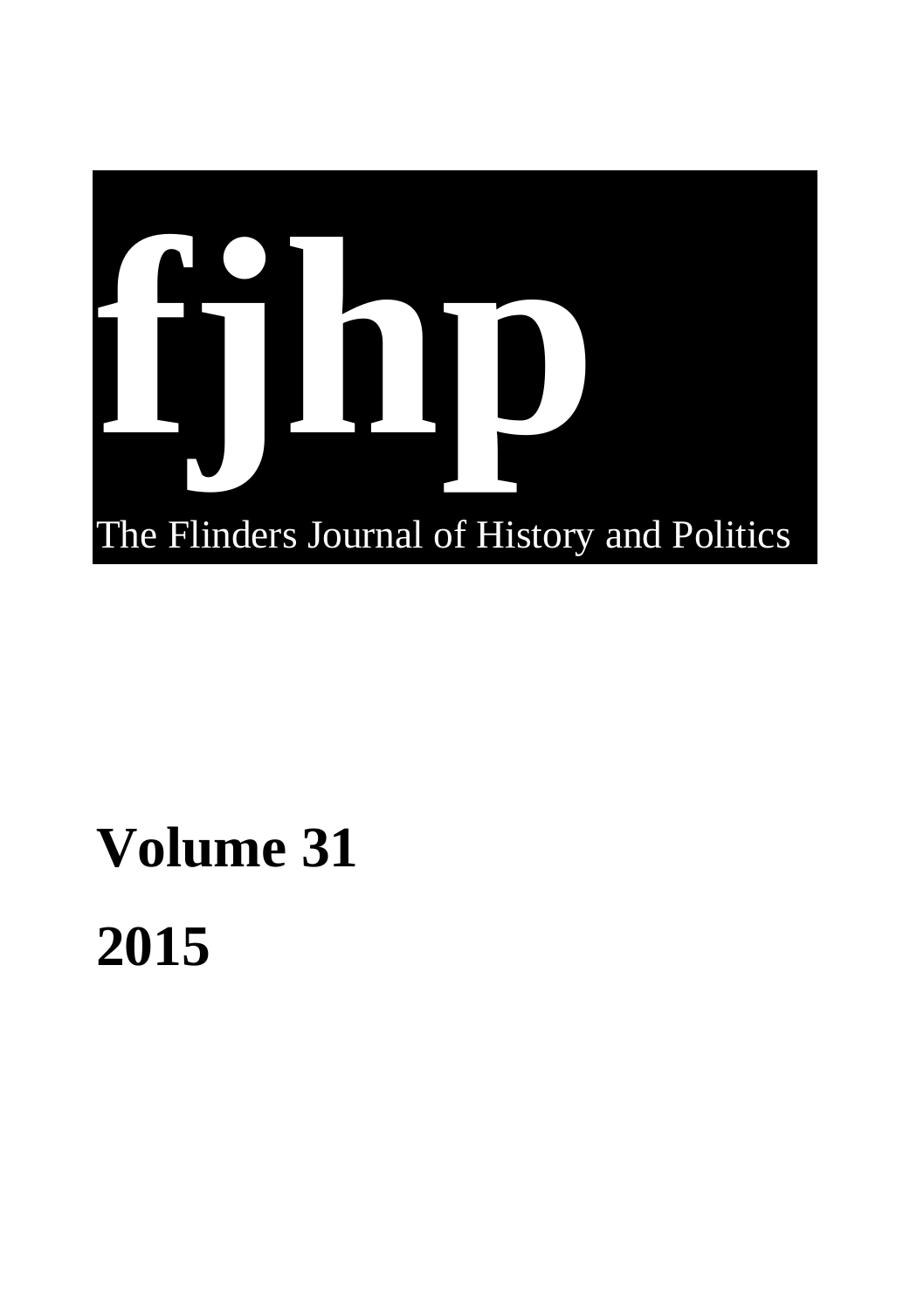# fjhp

The Flinders Journal of History and Politics

## Volume 31

## 2015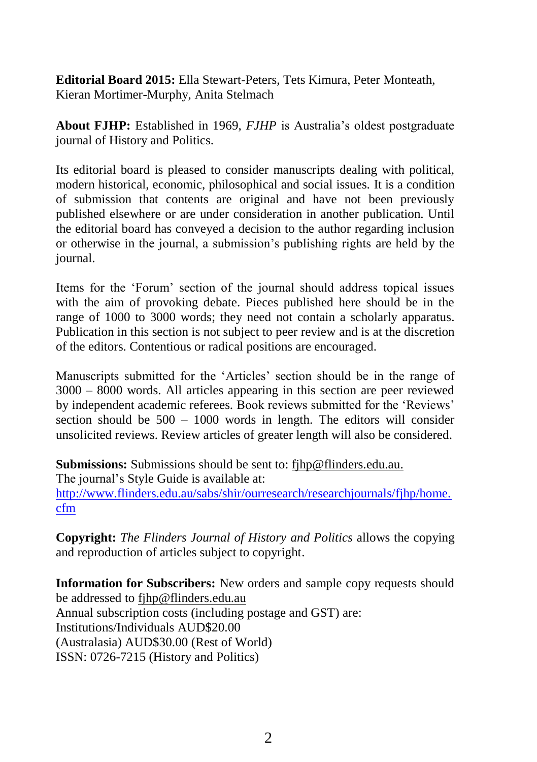**Editorial Board 2015:** Ella Stewart-Peters, Tets Kimura, Peter Monteath, Kieran Mortimer-Murphy, Anita Stelmach

**About FJHP:** Established in 1969, *FJHP* is Australia's oldest postgraduate journal of History and Politics.

Its editorial board is pleased to consider manuscripts dealing with political, modern historical, economic, philosophical and social issues. It is a condition of submission that contents are original and have not been previously published elsewhere or are under consideration in another publication. Until the editorial board has conveyed a decision to the author regarding inclusion or otherwise in the journal, a submission's publishing rights are held by the journal.

Items for the 'Forum' section of the journal should address topical issues with the aim of provoking debate. Pieces published here should be in the range of 1000 to 3000 words; they need not contain a scholarly apparatus. Publication in this section is not subject to peer review and is at the discretion of the editors. Contentious or radical positions are encouraged.

Manuscripts submitted for the 'Articles' section should be in the range of 3000 – 8000 words. All articles appearing in this section are peer reviewed by independent academic referees. Book reviews submitted for the 'Reviews' section should be 500 – 1000 words in length. The editors will consider unsolicited reviews. Review articles of greater length will also be considered.

**Submissions:** Submissions should be sent to: fjhp@flinders.edu.au.
The journal's Style Guide is available at:
http://www.flinders.edu.au/sabs/shir/ourresearch/researchjournals/fjhp/home.cfm

**Copyright:** *The Flinders Journal of History and Politics* allows the copying and reproduction of articles subject to copyright.

**Information for Subscribers:** New orders and sample copy requests should be addressed to fjhp@flinders.edu.au
Annual subscription costs (including postage and GST) are:
Institutions/Individuals AUD$20.00
(Australasia) AUD$30.00 (Rest of World)
ISSN: 0726-7215 (History and Politics)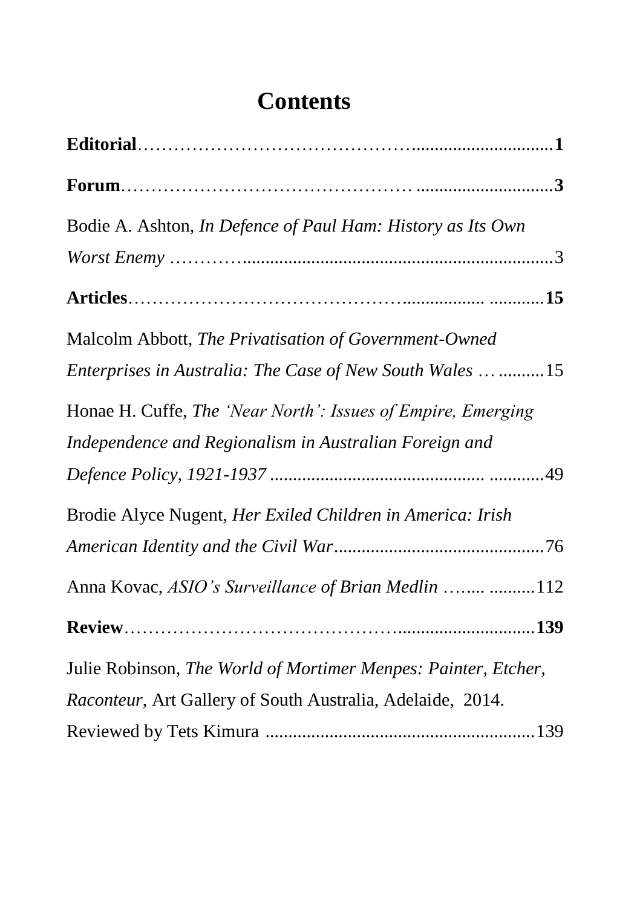# Contents

**Editorial** ........................................................................ **1**

**Forum** ........................................................................ **3**

Bodie A. Ashton, *In Defence of Paul Ham: History as Its Own Worst Enemy* ........................................................................ 3

**Articles** ........................................................................ **15**

Malcolm Abbott, *The Privatisation of Government-Owned Enterprises in Australia: The Case of New South Wales* .................. 15

Honae H. Cuffe, *The 'Near North': Issues of Empire, Emerging Independence and Regionalism in Australian Foreign and Defence Policy, 1921-1937* .................................................. 49

Brodie Alyce Nugent, *Her Exiled Children in America: Irish American Identity and the Civil War* .................................................. 76

Anna Kovac, *ASIO's Surveillance of Brian Medlin* .................. 112

**Review** ........................................................................ **139**

Julie Robinson, *The World of Mortimer Menpes: Painter, Etcher, Raconteur*, Art Gallery of South Australia, Adelaide, 2014. Reviewed by Tets Kimura .................................................. 139